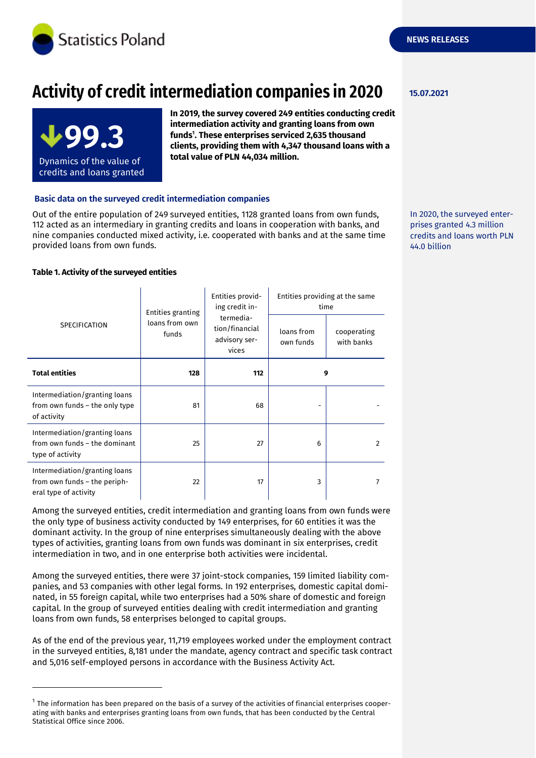# Activity of credit intermediation companies in 2020

15.07.2021

NEWS RELEASES

**↓99.3**

Dynamics of the value of credits and loans granted

**In 2019, the survey covered 249 entities conducting credit intermediation activity and granting loans from own funds[1]. These enterprises serviced 2,635 thousand clients, providing them with 4,347 thousand loans with a total value of PLN 44,034 million.**

### Basic data on the surveyed credit intermediation companies

Out of the entire population of 249 surveyed entities, 1128 granted loans from own funds, 112 acted as an intermediary in granting credits and loans in cooperation with banks, and nine companies conducted mixed activity, i.e. cooperated with banks and at the same time provided loans from own funds.

In 2020, the surveyed enterprises granted 4.3 million credits and loans worth PLN 44.0 billion

**Table 1. Activity of the surveyed entities**

| SPECIFICATION | Entities granting loans from own funds | Entities providing credit intermediation/financial advisory services | Entities providing at the same time | |
|---|---|---|---|---|
| | | | loans from own funds | cooperating with banks |
| **Total entities** | **128** | **112** | **9** | |
| Intermediation/granting loans from own funds – the only type of activity | 81 | 68 | - | - |
| Intermediation/granting loans from own funds – the dominant type of activity | 25 | 27 | 6 | 2 |
| Intermediation/granting loans from own funds – the peripheral type of activity | 22 | 17 | 3 | 7 |

Among the surveyed entities, credit intermediation and granting loans from own funds were the only type of business activity conducted by 149 enterprises, for 60 entities it was the dominant activity. In the group of nine enterprises simultaneously dealing with the above types of activities, granting loans from own funds was dominant in six enterprises, credit intermediation in two, and in one enterprise both activities were incidental.

Among the surveyed entities, there were 37 joint-stock companies, 159 limited liability companies, and 53 companies with other legal forms. In 192 enterprises, domestic capital dominated, in 55 foreign capital, while two enterprises had a 50% share of domestic and foreign capital. In the group of surveyed entities dealing with credit intermediation and granting loans from own funds, 58 enterprises belonged to capital groups.

As of the end of the previous year, 11,719 employees worked under the employment contract in the surveyed entities, 8,181 under the mandate, agency contract and specific task contract and 5,016 self-employed persons in accordance with the Business Activity Act.

---

[1] The information has been prepared on the basis of a survey of the activities of financial enterprises cooperating with banks and enterprises granting loans from own funds, that has been conducted by the Central Statistical Office since 2006.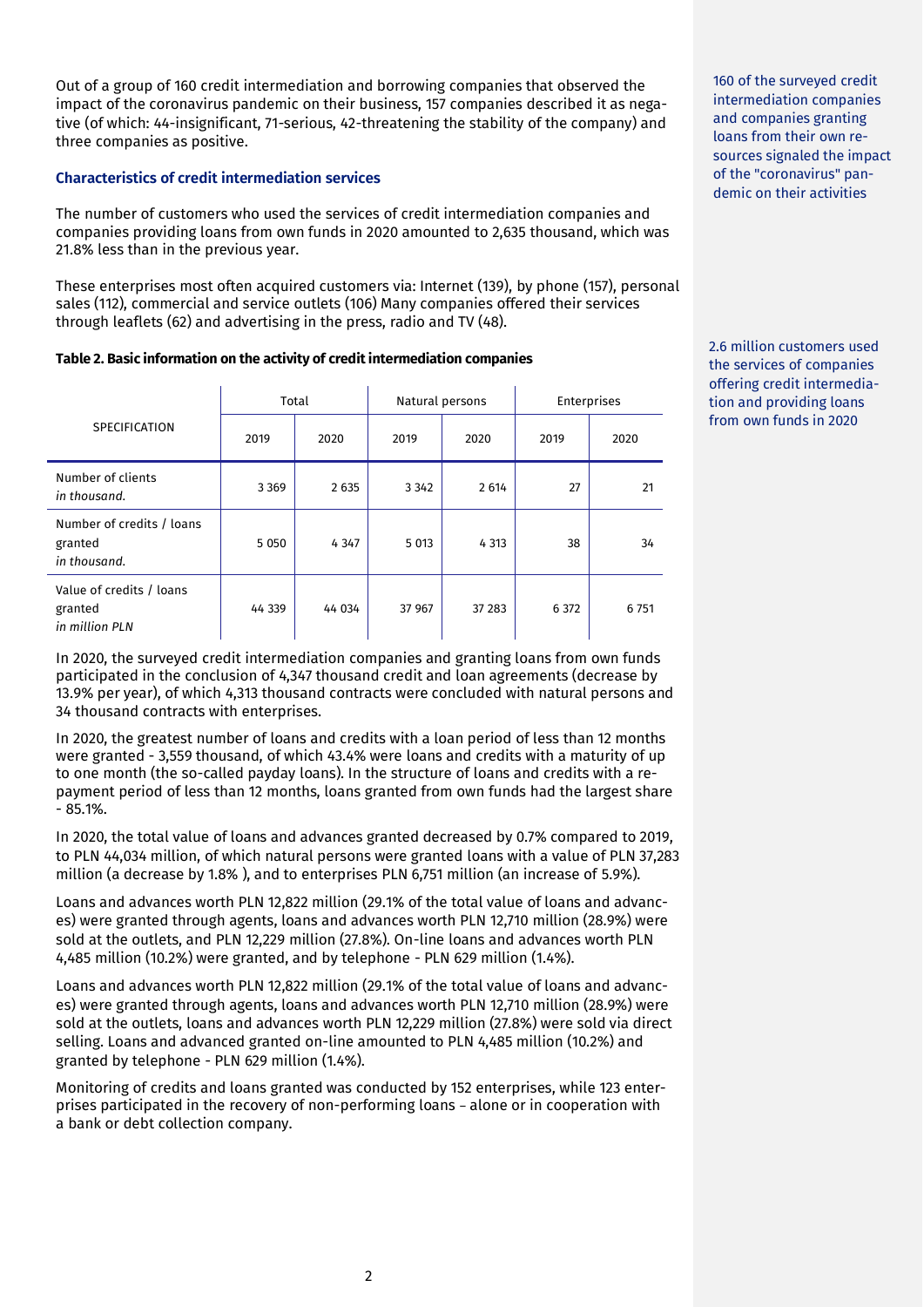Out of a group of 160 credit intermediation and borrowing companies that observed the impact of the coronavirus pandemic on their business, 157 companies described it as negative (of which: 44-insignificant, 71-serious, 42-threatening the stability of the company) and three companies as positive.

160 of the surveyed credit intermediation companies and companies granting loans from their own resources signaled the impact of the "coronavirus" pandemic on their activities

### Characteristics of credit intermediation services

The number of customers who used the services of credit intermediation companies and companies providing loans from own funds in 2020 amounted to 2,635 thousand, which was 21.8% less than in the previous year.

These enterprises most often acquired customers via: Internet (139), by phone (157), personal sales (112), commercial and service outlets (106) Many companies offered their services through leaflets (62) and advertising in the press, radio and TV (48).

2.6 million customers used the services of companies offering credit intermediation and providing loans from own funds in 2020

**Table 2. Basic information on the activity of credit intermediation companies**

| SPECIFICATION | Total | | Natural persons | | Enterprises | |
|---|---|---|---|---|---|---|
| | 2019 | 2020 | 2019 | 2020 | 2019 | 2020 |
| Number of clients *in thousand.* | 3 369 | 2 635 | 3 342 | 2 614 | 27 | 21 |
| Number of credits / loans granted *in thousand.* | 5 050 | 4 347 | 5 013 | 4 313 | 38 | 34 |
| Value of credits / loans granted *in million PLN* | 44 339 | 44 034 | 37 967 | 37 283 | 6 372 | 6 751 |

In 2020, the surveyed credit intermediation companies and granting loans from own funds participated in the conclusion of 4,347 thousand credit and loan agreements (decrease by 13.9% per year), of which 4,313 thousand contracts were concluded with natural persons and 34 thousand contracts with enterprises.

In 2020, the greatest number of loans and credits with a loan period of less than 12 months were granted - 3,559 thousand, of which 43.4% were loans and credits with a maturity of up to one month (the so-called payday loans). In the structure of loans and credits with a repayment period of less than 12 months, loans granted from own funds had the largest share - 85.1%.

In 2020, the total value of loans and advances granted decreased by 0.7% compared to 2019, to PLN 44,034 million, of which natural persons were granted loans with a value of PLN 37,283 million (a decrease by 1.8% ), and to enterprises PLN 6,751 million (an increase of 5.9%).

Loans and advances worth PLN 12,822 million (29.1% of the total value of loans and advances) were granted through agents, loans and advances worth PLN 12,710 million (28.9%) were sold at the outlets, and PLN 12,229 million (27.8%). On-line loans and advances worth PLN 4,485 million (10.2%) were granted, and by telephone - PLN 629 million (1.4%).

Loans and advances worth PLN 12,822 million (29.1% of the total value of loans and advances) were granted through agents, loans and advances worth PLN 12,710 million (28.9%) were sold at the outlets, loans and advances worth PLN 12,229 million (27.8%) were sold via direct selling. Loans and advanced granted on-line amounted to PLN 4,485 million (10.2%) and granted by telephone - PLN 629 million (1.4%).

Monitoring of credits and loans granted was conducted by 152 enterprises, while 123 enterprises participated in the recovery of non-performing loans – alone or in cooperation with a bank or debt collection company.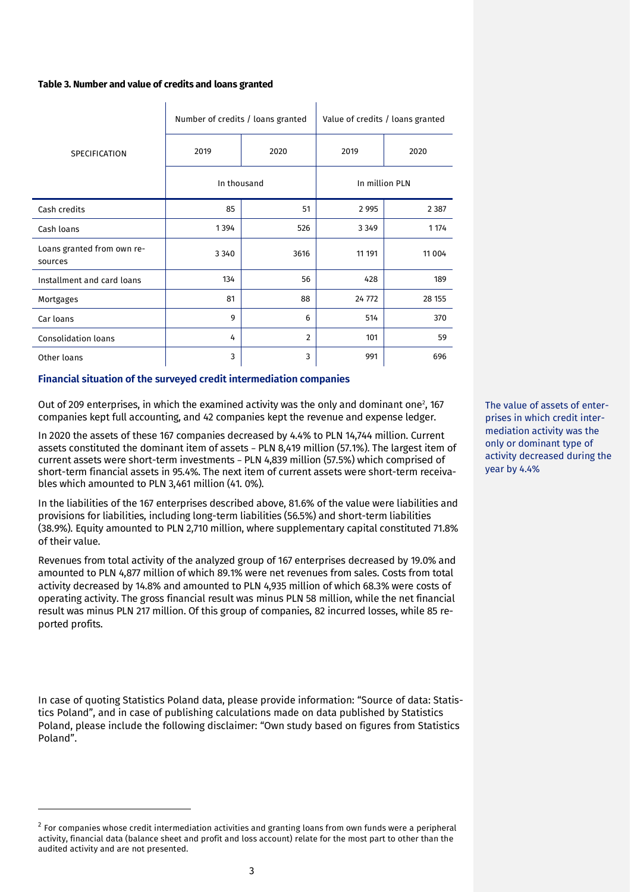**Table 3. Number and value of credits and loans granted**

| SPECIFICATION | Number of credits / loans granted | | Value of credits / loans granted | |
|---|---|---|---|---|
| | 2019 | 2020 | 2019 | 2020 |
| | In thousand | | In million PLN | |
| Cash credits | 85 | 51 | 2 995 | 2 387 |
| Cash loans | 1 394 | 526 | 3 349 | 1 174 |
| Loans granted from own resources | 3 340 | 3616 | 11 191 | 11 004 |
| Installment and card loans | 134 | 56 | 428 | 189 |
| Mortgages | 81 | 88 | 24 772 | 28 155 |
| Car loans | 9 | 6 | 514 | 370 |
| Consolidation loans | 4 | 2 | 101 | 59 |
| Other loans | 3 | 3 | 991 | 696 |

### Financial situation of the surveyed credit intermediation companies

Out of 209 enterprises, in which the examined activity was the only and dominant one[2], 167 companies kept full accounting, and 42 companies kept the revenue and expense ledger.

In 2020 the assets of these 167 companies decreased by 4.4% to PLN 14,744 million. Current assets constituted the dominant item of assets – PLN 8,419 million (57.1%). The largest item of current assets were short-term investments – PLN 4,839 million (57.5%) which comprised of short-term financial assets in 95.4%. The next item of current assets were short-term receivables which amounted to PLN 3,461 million (41. 0%).

The value of assets of enterprises in which credit intermediation activity was the only or dominant type of activity decreased during the year by 4.4%

In the liabilities of the 167 enterprises described above, 81.6% of the value were liabilities and provisions for liabilities, including long-term liabilities (56.5%) and short-term liabilities (38.9%). Equity amounted to PLN 2,710 million, where supplementary capital constituted 71.8% of their value.

Revenues from total activity of the analyzed group of 167 enterprises decreased by 19.0% and amounted to PLN 4,877 million of which 89.1% were net revenues from sales. Costs from total activity decreased by 14.8% and amounted to PLN 4,935 million of which 68.3% were costs of operating activity. The gross financial result was minus PLN 58 million, while the net financial result was minus PLN 217 million. Of this group of companies, 82 incurred losses, while 85 reported profits.

In case of quoting Statistics Poland data, please provide information: "Source of data: Statistics Poland", and in case of publishing calculations made on data published by Statistics Poland, please include the following disclaimer: "Own study based on figures from Statistics Poland".

[2] For companies whose credit intermediation activities and granting loans from own funds were a peripheral activity, financial data (balance sheet and profit and loss account) relate for the most part to other than the audited activity and are not presented.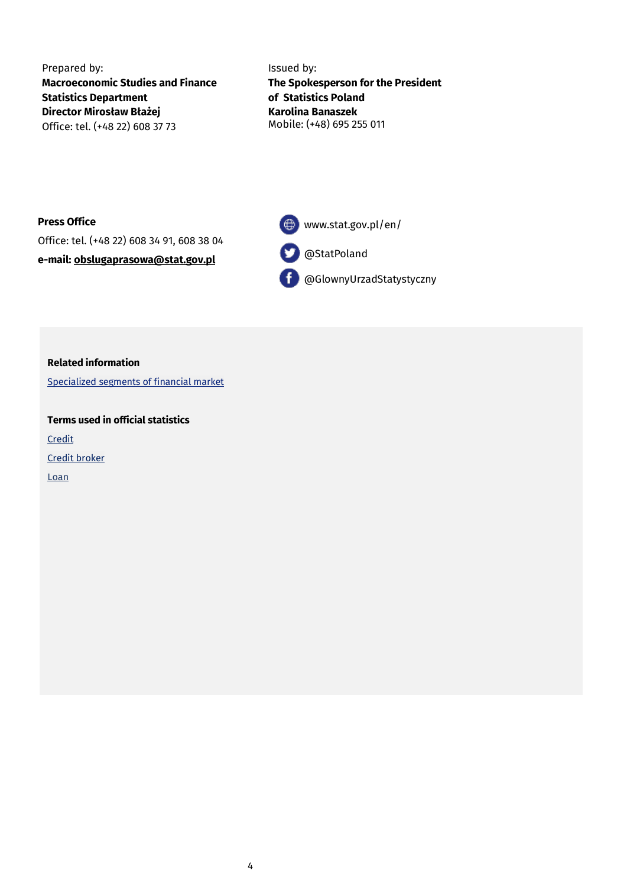Prepared by:
**Macroeconomic Studies and Finance Statistics Department**
**Director Mirosław Błażej**
Office: tel. (+48 22) 608 37 73

Issued by:
**The Spokesperson for the President of Statistics Poland**
**Karolina Banaszek**
Mobile: (+48) 695 255 011

**Press Office**
Office: tel. (+48 22) 608 34 91, 608 38 04
**e-mail: obslugaprasowa@stat.gov.pl**

www.stat.gov.pl/en/
@StatPoland
@GlownyUrzadStatystyczny

**Related information**

Specialized segments of financial market

**Terms used in official statistics**

Credit

Credit broker

Loan